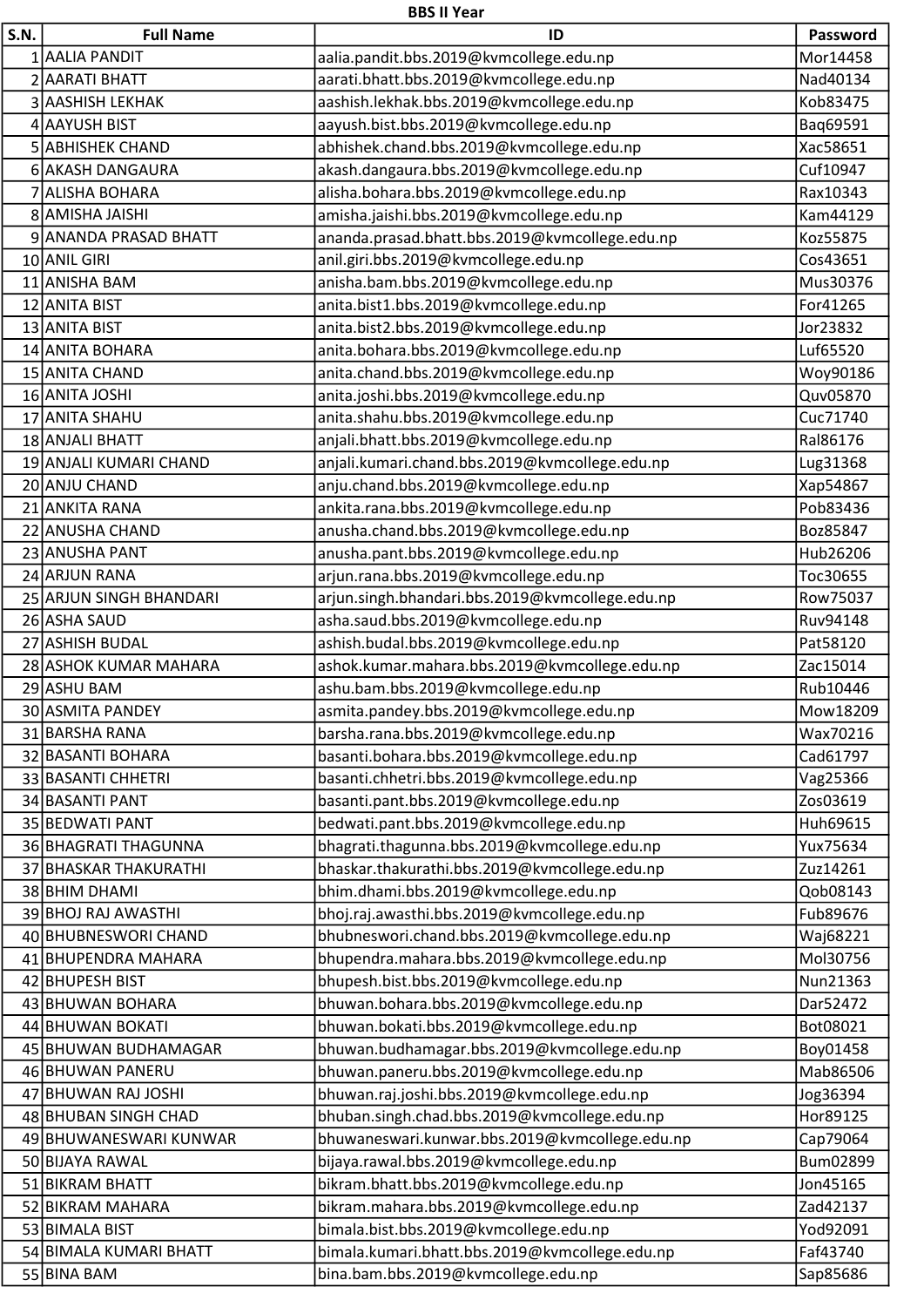# BBS II Year

| S.N. | Full Name | ID | Password |
|---|---|---|---|
| 1 | AALIA PANDIT | aalia.pandit.bbs.2019@kvmcollege.edu.np | Mor14458 |
| 2 | AARATI BHATT | aarati.bhatt.bbs.2019@kvmcollege.edu.np | Nad40134 |
| 3 | AASHISH LEKHAK | aashish.lekhak.bbs.2019@kvmcollege.edu.np | Kob83475 |
| 4 | AAYUSH BIST | aayush.bist.bbs.2019@kvmcollege.edu.np | Baq69591 |
| 5 | ABHISHEK CHAND | abhishek.chand.bbs.2019@kvmcollege.edu.np | Xac58651 |
| 6 | AKASH DANGAURA | akash.dangaura.bbs.2019@kvmcollege.edu.np | Cuf10947 |
| 7 | ALISHA BOHARA | alisha.bohara.bbs.2019@kvmcollege.edu.np | Rax10343 |
| 8 | AMISHA JAISHI | amisha.jaishi.bbs.2019@kvmcollege.edu.np | Kam44129 |
| 9 | ANANDA PRASAD BHATT | ananda.prasad.bhatt.bbs.2019@kvmcollege.edu.np | Koz55875 |
| 10 | ANIL GIRI | anil.giri.bbs.2019@kvmcollege.edu.np | Cos43651 |
| 11 | ANISHA BAM | anisha.bam.bbs.2019@kvmcollege.edu.np | Mus30376 |
| 12 | ANITA BIST | anita.bist1.bbs.2019@kvmcollege.edu.np | For41265 |
| 13 | ANITA BIST | anita.bist2.bbs.2019@kvmcollege.edu.np | Jor23832 |
| 14 | ANITA BOHARA | anita.bohara.bbs.2019@kvmcollege.edu.np | Luf65520 |
| 15 | ANITA CHAND | anita.chand.bbs.2019@kvmcollege.edu.np | Woy90186 |
| 16 | ANITA JOSHI | anita.joshi.bbs.2019@kvmcollege.edu.np | Quv05870 |
| 17 | ANITA SHAHU | anita.shahu.bbs.2019@kvmcollege.edu.np | Cuc71740 |
| 18 | ANJALI BHATT | anjali.bhatt.bbs.2019@kvmcollege.edu.np | Ral86176 |
| 19 | ANJALI KUMARI CHAND | anjali.kumari.chand.bbs.2019@kvmcollege.edu.np | Lug31368 |
| 20 | ANJU CHAND | anju.chand.bbs.2019@kvmcollege.edu.np | Xap54867 |
| 21 | ANKITA RANA | ankita.rana.bbs.2019@kvmcollege.edu.np | Pob83436 |
| 22 | ANUSHA CHAND | anusha.chand.bbs.2019@kvmcollege.edu.np | Boz85847 |
| 23 | ANUSHA PANT | anusha.pant.bbs.2019@kvmcollege.edu.np | Hub26206 |
| 24 | ARJUN RANA | arjun.rana.bbs.2019@kvmcollege.edu.np | Toc30655 |
| 25 | ARJUN SINGH BHANDARI | arjun.singh.bhandari.bbs.2019@kvmcollege.edu.np | Row75037 |
| 26 | ASHA SAUD | asha.saud.bbs.2019@kvmcollege.edu.np | Ruv94148 |
| 27 | ASHISH BUDAL | ashish.budal.bbs.2019@kvmcollege.edu.np | Pat58120 |
| 28 | ASHOK KUMAR MAHARA | ashok.kumar.mahara.bbs.2019@kvmcollege.edu.np | Zac15014 |
| 29 | ASHU BAM | ashu.bam.bbs.2019@kvmcollege.edu.np | Rub10446 |
| 30 | ASMITA PANDEY | asmita.pandey.bbs.2019@kvmcollege.edu.np | Mow18209 |
| 31 | BARSHA RANA | barsha.rana.bbs.2019@kvmcollege.edu.np | Wax70216 |
| 32 | BASANTI BOHARA | basanti.bohara.bbs.2019@kvmcollege.edu.np | Cad61797 |
| 33 | BASANTI CHHETRI | basanti.chhetri.bbs.2019@kvmcollege.edu.np | Vag25366 |
| 34 | BASANTI PANT | basanti.pant.bbs.2019@kvmcollege.edu.np | Zos03619 |
| 35 | BEDWATI PANT | bedwati.pant.bbs.2019@kvmcollege.edu.np | Huh69615 |
| 36 | BHAGRATI THAGUNNA | bhagrati.thagunna.bbs.2019@kvmcollege.edu.np | Yux75634 |
| 37 | BHASKAR THAKURATHI | bhaskar.thakurathi.bbs.2019@kvmcollege.edu.np | Zuz14261 |
| 38 | BHIM DHAMI | bhim.dhami.bbs.2019@kvmcollege.edu.np | Qob08143 |
| 39 | BHOJ RAJ AWASTHI | bhoj.raj.awasthi.bbs.2019@kvmcollege.edu.np | Fub89676 |
| 40 | BHUBNESWORI CHAND | bhubneswori.chand.bbs.2019@kvmcollege.edu.np | Waj68221 |
| 41 | BHUPENDRA MAHARA | bhupendra.mahara.bbs.2019@kvmcollege.edu.np | Mol30756 |
| 42 | BHUPESH BIST | bhupesh.bist.bbs.2019@kvmcollege.edu.np | Nun21363 |
| 43 | BHUWAN BOHARA | bhuwan.bohara.bbs.2019@kvmcollege.edu.np | Dar52472 |
| 44 | BHUWAN BOKATI | bhuwan.bokati.bbs.2019@kvmcollege.edu.np | Bot08021 |
| 45 | BHUWAN BUDHAMAGAR | bhuwan.budhamagar.bbs.2019@kvmcollege.edu.np | Boy01458 |
| 46 | BHUWAN PANERU | bhuwan.paneru.bbs.2019@kvmcollege.edu.np | Mab86506 |
| 47 | BHUWAN RAJ JOSHI | bhuwan.raj.joshi.bbs.2019@kvmcollege.edu.np | Jog36394 |
| 48 | BHUBAN SINGH CHAD | bhuban.singh.chad.bbs.2019@kvmcollege.edu.np | Hor89125 |
| 49 | BHUWANESWARI KUNWAR | bhuwaneswari.kunwar.bbs.2019@kvmcollege.edu.np | Cap79064 |
| 50 | BIJAYA RAWAL | bijaya.rawal.bbs.2019@kvmcollege.edu.np | Bum02899 |
| 51 | BIKRAM BHATT | bikram.bhatt.bbs.2019@kvmcollege.edu.np | Jon45165 |
| 52 | BIKRAM MAHARA | bikram.mahara.bbs.2019@kvmcollege.edu.np | Zad42137 |
| 53 | BIMALA BIST | bimala.bist.bbs.2019@kvmcollege.edu.np | Yod92091 |
| 54 | BIMALA KUMARI BHATT | bimala.kumari.bhatt.bbs.2019@kvmcollege.edu.np | Faf43740 |
| 55 | BINA BAM | bina.bam.bbs.2019@kvmcollege.edu.np | Sap85686 |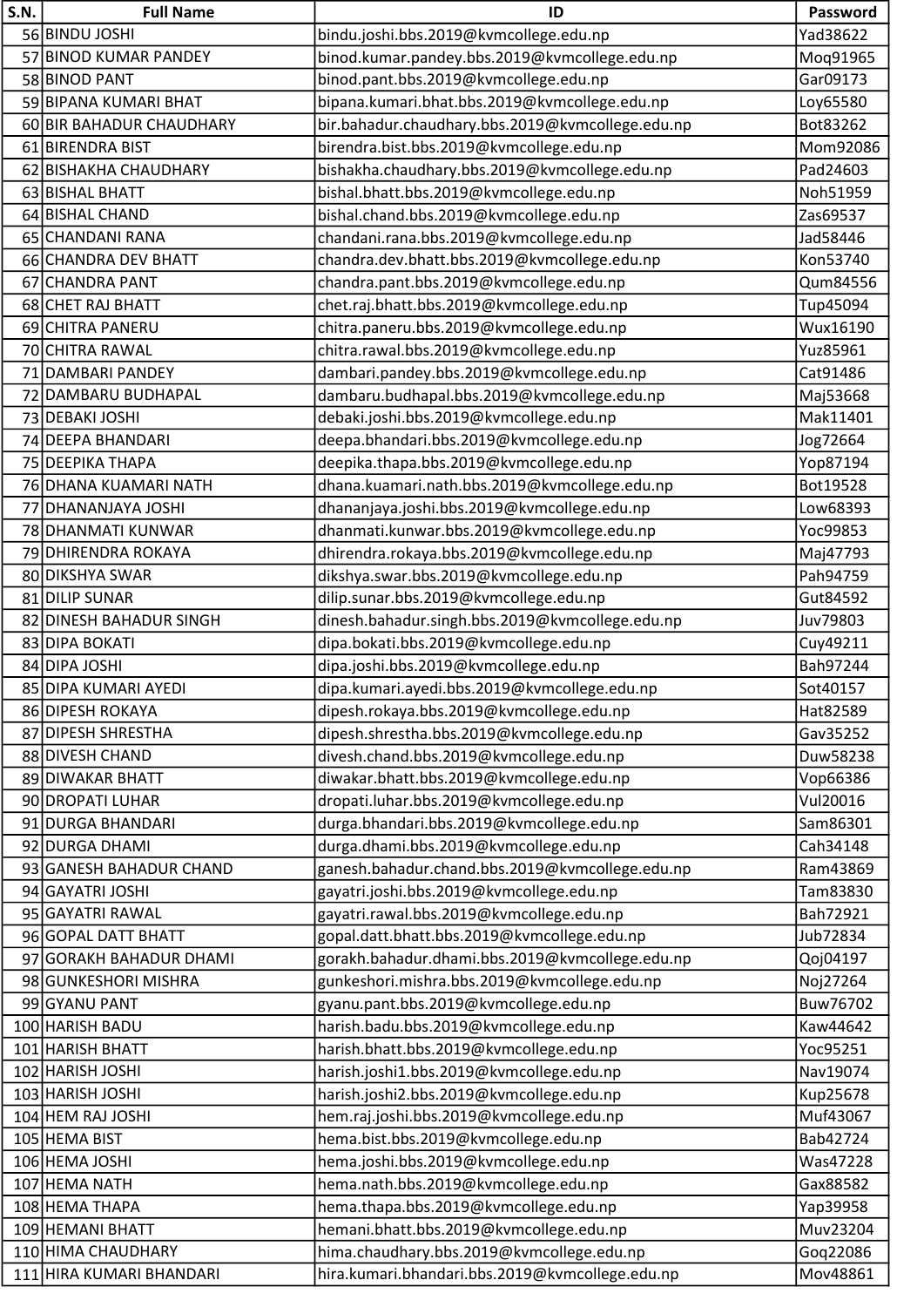| S.N. | Full Name | ID | Password |
| --- | --- | --- | --- |
| 56 | BINDU JOSHI | bindu.joshi.bbs.2019@kvmcollege.edu.np | Yad38622 |
| 57 | BINOD KUMAR PANDEY | binod.kumar.pandey.bbs.2019@kvmcollege.edu.np | Moq91965 |
| 58 | BINOD PANT | binod.pant.bbs.2019@kvmcollege.edu.np | Gar09173 |
| 59 | BIPANA KUMARI BHAT | bipana.kumari.bhat.bbs.2019@kvmcollege.edu.np | Loy65580 |
| 60 | BIR BAHADUR CHAUDHARY | bir.bahadur.chaudhary.bbs.2019@kvmcollege.edu.np | Bot83262 |
| 61 | BIRENDRA BIST | birendra.bist.bbs.2019@kvmcollege.edu.np | Mom92086 |
| 62 | BISHAKHA CHAUDHARY | bishakha.chaudhary.bbs.2019@kvmcollege.edu.np | Pad24603 |
| 63 | BISHAL BHATT | bishal.bhatt.bbs.2019@kvmcollege.edu.np | Noh51959 |
| 64 | BISHAL CHAND | bishal.chand.bbs.2019@kvmcollege.edu.np | Zas69537 |
| 65 | CHANDANI RANA | chandani.rana.bbs.2019@kvmcollege.edu.np | Jad58446 |
| 66 | CHANDRA DEV BHATT | chandra.dev.bhatt.bbs.2019@kvmcollege.edu.np | Kon53740 |
| 67 | CHANDRA PANT | chandra.pant.bbs.2019@kvmcollege.edu.np | Qum84556 |
| 68 | CHET RAJ BHATT | chet.raj.bhatt.bbs.2019@kvmcollege.edu.np | Tup45094 |
| 69 | CHITRA PANERU | chitra.paneru.bbs.2019@kvmcollege.edu.np | Wux16190 |
| 70 | CHITRA RAWAL | chitra.rawal.bbs.2019@kvmcollege.edu.np | Yuz85961 |
| 71 | DAMBARI PANDEY | dambari.pandey.bbs.2019@kvmcollege.edu.np | Cat91486 |
| 72 | DAMBARU BUDHAPAL | dambaru.budhapal.bbs.2019@kvmcollege.edu.np | Maj53668 |
| 73 | DEBAKI JOSHI | debaki.joshi.bbs.2019@kvmcollege.edu.np | Mak11401 |
| 74 | DEEPA BHANDARI | deepa.bhandari.bbs.2019@kvmcollege.edu.np | Jog72664 |
| 75 | DEEPIKA THAPA | deepika.thapa.bbs.2019@kvmcollege.edu.np | Yop87194 |
| 76 | DHANA KUAMARI NATH | dhana.kuamari.nath.bbs.2019@kvmcollege.edu.np | Bot19528 |
| 77 | DHANANJAYA JOSHI | dhananjaya.joshi.bbs.2019@kvmcollege.edu.np | Low68393 |
| 78 | DHANMATI KUNWAR | dhanmati.kunwar.bbs.2019@kvmcollege.edu.np | Yoc99853 |
| 79 | DHIRENDRA ROKAYA | dhirendra.rokaya.bbs.2019@kvmcollege.edu.np | Maj47793 |
| 80 | DIKSHYA SWAR | dikshya.swar.bbs.2019@kvmcollege.edu.np | Pah94759 |
| 81 | DILIP SUNAR | dilip.sunar.bbs.2019@kvmcollege.edu.np | Gut84592 |
| 82 | DINESH BAHADUR SINGH | dinesh.bahadur.singh.bbs.2019@kvmcollege.edu.np | Juv79803 |
| 83 | DIPA BOKATI | dipa.bokati.bbs.2019@kvmcollege.edu.np | Cuy49211 |
| 84 | DIPA JOSHI | dipa.joshi.bbs.2019@kvmcollege.edu.np | Bah97244 |
| 85 | DIPA KUMARI AYEDI | dipa.kumari.ayedi.bbs.2019@kvmcollege.edu.np | Sot40157 |
| 86 | DIPESH ROKAYA | dipesh.rokaya.bbs.2019@kvmcollege.edu.np | Hat82589 |
| 87 | DIPESH SHRESTHA | dipesh.shrestha.bbs.2019@kvmcollege.edu.np | Gav35252 |
| 88 | DIVESH CHAND | divesh.chand.bbs.2019@kvmcollege.edu.np | Duw58238 |
| 89 | DIWAKAR BHATT | diwakar.bhatt.bbs.2019@kvmcollege.edu.np | Vop66386 |
| 90 | DROPATI LUHAR | dropati.luhar.bbs.2019@kvmcollege.edu.np | Vul20016 |
| 91 | DURGA BHANDARI | durga.bhandari.bbs.2019@kvmcollege.edu.np | Sam86301 |
| 92 | DURGA DHAMI | durga.dhami.bbs.2019@kvmcollege.edu.np | Cah34148 |
| 93 | GANESH BAHADUR CHAND | ganesh.bahadur.chand.bbs.2019@kvmcollege.edu.np | Ram43869 |
| 94 | GAYATRI JOSHI | gayatri.joshi.bbs.2019@kvmcollege.edu.np | Tam83830 |
| 95 | GAYATRI RAWAL | gayatri.rawal.bbs.2019@kvmcollege.edu.np | Bah72921 |
| 96 | GOPAL DATT BHATT | gopal.datt.bhatt.bbs.2019@kvmcollege.edu.np | Jub72834 |
| 97 | GORAKH BAHADUR DHAMI | gorakh.bahadur.dhami.bbs.2019@kvmcollege.edu.np | Qoj04197 |
| 98 | GUNKESHORI MISHRA | gunkeshori.mishra.bbs.2019@kvmcollege.edu.np | Noj27264 |
| 99 | GYANU PANT | gyanu.pant.bbs.2019@kvmcollege.edu.np | Buw76702 |
| 100 | HARISH BADU | harish.badu.bbs.2019@kvmcollege.edu.np | Kaw44642 |
| 101 | HARISH BHATT | harish.bhatt.bbs.2019@kvmcollege.edu.np | Yoc95251 |
| 102 | HARISH JOSHI | harish.joshi1.bbs.2019@kvmcollege.edu.np | Nav19074 |
| 103 | HARISH JOSHI | harish.joshi2.bbs.2019@kvmcollege.edu.np | Kup25678 |
| 104 | HEM RAJ JOSHI | hem.raj.joshi.bbs.2019@kvmcollege.edu.np | Muf43067 |
| 105 | HEMA BIST | hema.bist.bbs.2019@kvmcollege.edu.np | Bab42724 |
| 106 | HEMA JOSHI | hema.joshi.bbs.2019@kvmcollege.edu.np | Was47228 |
| 107 | HEMA NATH | hema.nath.bbs.2019@kvmcollege.edu.np | Gax88582 |
| 108 | HEMA THAPA | hema.thapa.bbs.2019@kvmcollege.edu.np | Yap39958 |
| 109 | HEMANI BHATT | hemani.bhatt.bbs.2019@kvmcollege.edu.np | Muv23204 |
| 110 | HIMA CHAUDHARY | hima.chaudhary.bbs.2019@kvmcollege.edu.np | Goq22086 |
| 111 | HIRA KUMARI BHANDARI | hira.kumari.bhandari.bbs.2019@kvmcollege.edu.np | Mov48861 |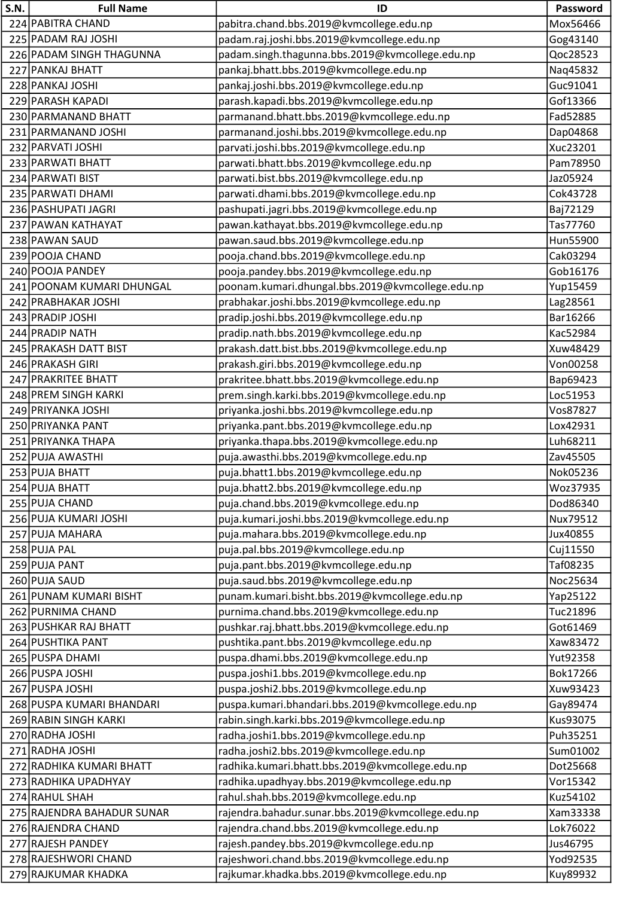| S.N. | Full Name | ID | Password |
|---|---|---|---|
| 224 | PABITRA CHAND | pabitra.chand.bbs.2019@kvmcollege.edu.np | Mox56466 |
| 225 | PADAM RAJ JOSHI | padam.raj.joshi.bbs.2019@kvmcollege.edu.np | Gog43140 |
| 226 | PADAM SINGH THAGUNNA | padam.singh.thagunna.bbs.2019@kvmcollege.edu.np | Qoc28523 |
| 227 | PANKAJ BHATT | pankaj.bhatt.bbs.2019@kvmcollege.edu.np | Naq45832 |
| 228 | PANKAJ JOSHI | pankaj.joshi.bbs.2019@kvmcollege.edu.np | Guc91041 |
| 229 | PARASH KAPADI | parash.kapadi.bbs.2019@kvmcollege.edu.np | Gof13366 |
| 230 | PARMANAND BHATT | parmanand.bhatt.bbs.2019@kvmcollege.edu.np | Fad52885 |
| 231 | PARMANAND JOSHI | parmanand.joshi.bbs.2019@kvmcollege.edu.np | Dap04868 |
| 232 | PARVATI JOSHI | parvati.joshi.bbs.2019@kvmcollege.edu.np | Xuc23201 |
| 233 | PARWATI BHATT | parwati.bhatt.bbs.2019@kvmcollege.edu.np | Pam78950 |
| 234 | PARWATI BIST | parwati.bist.bbs.2019@kvmcollege.edu.np | Jaz05924 |
| 235 | PARWATI DHAMI | parwati.dhami.bbs.2019@kvmcollege.edu.np | Cok43728 |
| 236 | PASHUPATI JAGRI | pashupati.jagri.bbs.2019@kvmcollege.edu.np | Baj72129 |
| 237 | PAWAN KATHAYAT | pawan.kathayat.bbs.2019@kvmcollege.edu.np | Tas77760 |
| 238 | PAWAN SAUD | pawan.saud.bbs.2019@kvmcollege.edu.np | Hun55900 |
| 239 | POOJA CHAND | pooja.chand.bbs.2019@kvmcollege.edu.np | Cak03294 |
| 240 | POOJA PANDEY | pooja.pandey.bbs.2019@kvmcollege.edu.np | Gob16176 |
| 241 | POONAM KUMARI DHUNGAL | poonam.kumari.dhungal.bbs.2019@kvmcollege.edu.np | Yup15459 |
| 242 | PRABHAKAR JOSHI | prabhakar.joshi.bbs.2019@kvmcollege.edu.np | Lag28561 |
| 243 | PRADIP JOSHI | pradip.joshi.bbs.2019@kvmcollege.edu.np | Bar16266 |
| 244 | PRADIP NATH | pradip.nath.bbs.2019@kvmcollege.edu.np | Kac52984 |
| 245 | PRAKASH DATT BIST | prakash.datt.bist.bbs.2019@kvmcollege.edu.np | Xuw48429 |
| 246 | PRAKASH GIRI | prakash.giri.bbs.2019@kvmcollege.edu.np | Von00258 |
| 247 | PRAKRITEE BHATT | prakritee.bhatt.bbs.2019@kvmcollege.edu.np | Bap69423 |
| 248 | PREM SINGH KARKI | prem.singh.karki.bbs.2019@kvmcollege.edu.np | Loc51953 |
| 249 | PRIYANKA JOSHI | priyanka.joshi.bbs.2019@kvmcollege.edu.np | Vos87827 |
| 250 | PRIYANKA PANT | priyanka.pant.bbs.2019@kvmcollege.edu.np | Lox42931 |
| 251 | PRIYANKA THAPA | priyanka.thapa.bbs.2019@kvmcollege.edu.np | Luh68211 |
| 252 | PUJA AWASTHI | puja.awasthi.bbs.2019@kvmcollege.edu.np | Zav45505 |
| 253 | PUJA BHATT | puja.bhatt1.bbs.2019@kvmcollege.edu.np | Nok05236 |
| 254 | PUJA BHATT | puja.bhatt2.bbs.2019@kvmcollege.edu.np | Woz37935 |
| 255 | PUJA CHAND | puja.chand.bbs.2019@kvmcollege.edu.np | Dod86340 |
| 256 | PUJA KUMARI JOSHI | puja.kumari.joshi.bbs.2019@kvmcollege.edu.np | Nux79512 |
| 257 | PUJA MAHARA | puja.mahara.bbs.2019@kvmcollege.edu.np | Jux40855 |
| 258 | PUJA PAL | puja.pal.bbs.2019@kvmcollege.edu.np | Cuj11550 |
| 259 | PUJA PANT | puja.pant.bbs.2019@kvmcollege.edu.np | Taf08235 |
| 260 | PUJA SAUD | puja.saud.bbs.2019@kvmcollege.edu.np | Noc25634 |
| 261 | PUNAM KUMARI BISHT | punam.kumari.bisht.bbs.2019@kvmcollege.edu.np | Yap25122 |
| 262 | PURNIMA CHAND | purnima.chand.bbs.2019@kvmcollege.edu.np | Tuc21896 |
| 263 | PUSHKAR RAJ BHATT | pushkar.raj.bhatt.bbs.2019@kvmcollege.edu.np | Got61469 |
| 264 | PUSHTIKA PANT | pushtika.pant.bbs.2019@kvmcollege.edu.np | Xaw83472 |
| 265 | PUSPA DHAMI | puspa.dhami.bbs.2019@kvmcollege.edu.np | Yut92358 |
| 266 | PUSPA JOSHI | puspa.joshi1.bbs.2019@kvmcollege.edu.np | Bok17266 |
| 267 | PUSPA JOSHI | puspa.joshi2.bbs.2019@kvmcollege.edu.np | Xuw93423 |
| 268 | PUSPA KUMARI BHANDARI | puspa.kumari.bhandari.bbs.2019@kvmcollege.edu.np | Gay89474 |
| 269 | RABIN SINGH KARKI | rabin.singh.karki.bbs.2019@kvmcollege.edu.np | Kus93075 |
| 270 | RADHA JOSHI | radha.joshi1.bbs.2019@kvmcollege.edu.np | Puh35251 |
| 271 | RADHA JOSHI | radha.joshi2.bbs.2019@kvmcollege.edu.np | Sum01002 |
| 272 | RADHIKA KUMARI BHATT | radhika.kumari.bhatt.bbs.2019@kvmcollege.edu.np | Dot25668 |
| 273 | RADHIKA UPADHYAY | radhika.upadhyay.bbs.2019@kvmcollege.edu.np | Vor15342 |
| 274 | RAHUL SHAH | rahul.shah.bbs.2019@kvmcollege.edu.np | Kuz54102 |
| 275 | RAJENDRA BAHADUR SUNAR | rajendra.bahadur.sunar.bbs.2019@kvmcollege.edu.np | Xam33338 |
| 276 | RAJENDRA CHAND | rajendra.chand.bbs.2019@kvmcollege.edu.np | Lok76022 |
| 277 | RAJESH PANDEY | rajesh.pandey.bbs.2019@kvmcollege.edu.np | Jus46795 |
| 278 | RAJESHWORI CHAND | rajeshwori.chand.bbs.2019@kvmcollege.edu.np | Yod92535 |
| 279 | RAJKUMAR KHADKA | rajkumar.khadka.bbs.2019@kvmcollege.edu.np | Kuy89932 |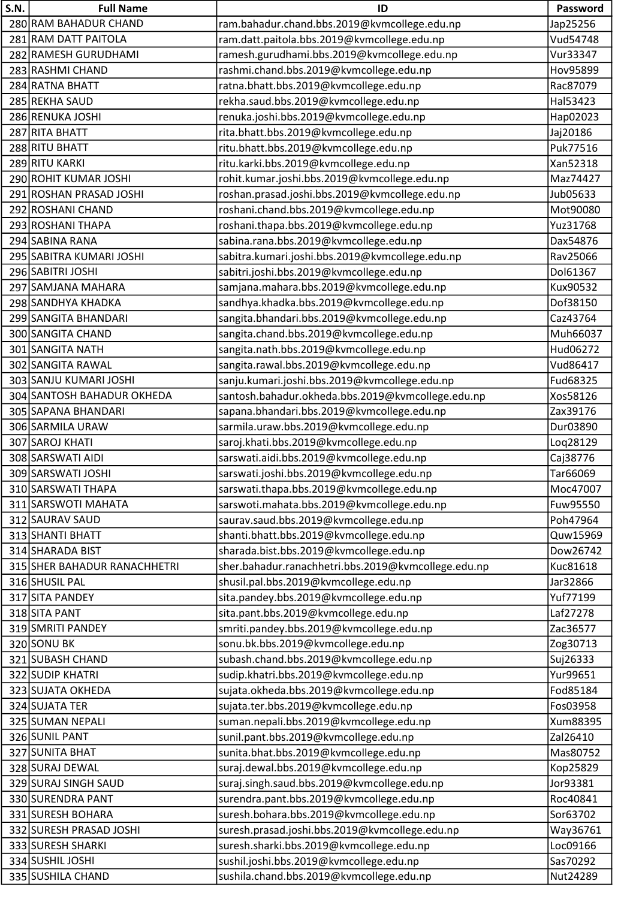| S.N. | Full Name | ID | Password |
|---|---|---|---|
| 280 | RAM BAHADUR CHAND | ram.bahadur.chand.bbs.2019@kvmcollege.edu.np | Jap25256 |
| 281 | RAM DATT PAITOLA | ram.datt.paitola.bbs.2019@kvmcollege.edu.np | Vud54748 |
| 282 | RAMESH GURUDHAMI | ramesh.gurudhami.bbs.2019@kvmcollege.edu.np | Vur33347 |
| 283 | RASHMI CHAND | rashmi.chand.bbs.2019@kvmcollege.edu.np | Hov95899 |
| 284 | RATNA BHATT | ratna.bhatt.bbs.2019@kvmcollege.edu.np | Rac87079 |
| 285 | REKHA SAUD | rekha.saud.bbs.2019@kvmcollege.edu.np | Hal53423 |
| 286 | RENUKA JOSHI | renuka.joshi.bbs.2019@kvmcollege.edu.np | Hap02023 |
| 287 | RITA BHATT | rita.bhatt.bbs.2019@kvmcollege.edu.np | Jaj20186 |
| 288 | RITU BHATT | ritu.bhatt.bbs.2019@kvmcollege.edu.np | Puk77516 |
| 289 | RITU KARKI | ritu.karki.bbs.2019@kvmcollege.edu.np | Xan52318 |
| 290 | ROHIT KUMAR JOSHI | rohit.kumar.joshi.bbs.2019@kvmcollege.edu.np | Maz74427 |
| 291 | ROSHAN PRASAD JOSHI | roshan.prasad.joshi.bbs.2019@kvmcollege.edu.np | Jub05633 |
| 292 | ROSHANI CHAND | roshani.chand.bbs.2019@kvmcollege.edu.np | Mot90080 |
| 293 | ROSHANI THAPA | roshani.thapa.bbs.2019@kvmcollege.edu.np | Yuz31768 |
| 294 | SABINA RANA | sabina.rana.bbs.2019@kvmcollege.edu.np | Dax54876 |
| 295 | SABITRA KUMARI JOSHI | sabitra.kumari.joshi.bbs.2019@kvmcollege.edu.np | Rav25066 |
| 296 | SABITRI JOSHI | sabitri.joshi.bbs.2019@kvmcollege.edu.np | Dol61367 |
| 297 | SAMJANA MAHARA | samjana.mahara.bbs.2019@kvmcollege.edu.np | Kux90532 |
| 298 | SANDHYA KHADKA | sandhya.khadka.bbs.2019@kvmcollege.edu.np | Dof38150 |
| 299 | SANGITA BHANDARI | sangita.bhandari.bbs.2019@kvmcollege.edu.np | Caz43764 |
| 300 | SANGITA CHAND | sangita.chand.bbs.2019@kvmcollege.edu.np | Muh66037 |
| 301 | SANGITA NATH | sangita.nath.bbs.2019@kvmcollege.edu.np | Hud06272 |
| 302 | SANGITA RAWAL | sangita.rawal.bbs.2019@kvmcollege.edu.np | Vud86417 |
| 303 | SANJU KUMARI JOSHI | sanju.kumari.joshi.bbs.2019@kvmcollege.edu.np | Fud68325 |
| 304 | SANTOSH BAHADUR OKHEDA | santosh.bahadur.okheda.bbs.2019@kvmcollege.edu.np | Xos58126 |
| 305 | SAPANA BHANDARI | sapana.bhandari.bbs.2019@kvmcollege.edu.np | Zax39176 |
| 306 | SARMILA URAW | sarmila.uraw.bbs.2019@kvmcollege.edu.np | Dur03890 |
| 307 | SAROJ KHATI | saroj.khati.bbs.2019@kvmcollege.edu.np | Loq28129 |
| 308 | SARSWATI AIDI | sarswati.aidi.bbs.2019@kvmcollege.edu.np | Caj38776 |
| 309 | SARSWATI JOSHI | sarswati.joshi.bbs.2019@kvmcollege.edu.np | Tar66069 |
| 310 | SARSWATI THAPA | sarswati.thapa.bbs.2019@kvmcollege.edu.np | Moc47007 |
| 311 | SARSWOTI MAHATA | sarswoti.mahata.bbs.2019@kvmcollege.edu.np | Fuw95550 |
| 312 | SAURAV SAUD | saurav.saud.bbs.2019@kvmcollege.edu.np | Poh47964 |
| 313 | SHANTI BHATT | shanti.bhatt.bbs.2019@kvmcollege.edu.np | Quw15969 |
| 314 | SHARADA BIST | sharada.bist.bbs.2019@kvmcollege.edu.np | Dow26742 |
| 315 | SHER BAHADUR RANACHHETRI | sher.bahadur.ranachhetri.bbs.2019@kvmcollege.edu.np | Kuc81618 |
| 316 | SHUSIL PAL | shusil.pal.bbs.2019@kvmcollege.edu.np | Jar32866 |
| 317 | SITA PANDEY | sita.pandey.bbs.2019@kvmcollege.edu.np | Yuf77199 |
| 318 | SITA PANT | sita.pant.bbs.2019@kvmcollege.edu.np | Laf27278 |
| 319 | SMRITI PANDEY | smriti.pandey.bbs.2019@kvmcollege.edu.np | Zac36577 |
| 320 | SONU BK | sonu.bk.bbs.2019@kvmcollege.edu.np | Zog30713 |
| 321 | SUBASH CHAND | subash.chand.bbs.2019@kvmcollege.edu.np | Suj26333 |
| 322 | SUDIP KHATRI | sudip.khatri.bbs.2019@kvmcollege.edu.np | Yur99651 |
| 323 | SUJATA OKHEDA | sujata.okheda.bbs.2019@kvmcollege.edu.np | Fod85184 |
| 324 | SUJATA TER | sujata.ter.bbs.2019@kvmcollege.edu.np | Fos03958 |
| 325 | SUMAN NEPALI | suman.nepali.bbs.2019@kvmcollege.edu.np | Xum88395 |
| 326 | SUNIL PANT | sunil.pant.bbs.2019@kvmcollege.edu.np | Zal26410 |
| 327 | SUNITA BHAT | sunita.bhat.bbs.2019@kvmcollege.edu.np | Mas80752 |
| 328 | SURAJ DEWAL | suraj.dewal.bbs.2019@kvmcollege.edu.np | Kop25829 |
| 329 | SURAJ SINGH SAUD | suraj.singh.saud.bbs.2019@kvmcollege.edu.np | Jor93381 |
| 330 | SURENDRA PANT | surendra.pant.bbs.2019@kvmcollege.edu.np | Roc40841 |
| 331 | SURESH BOHARA | suresh.bohara.bbs.2019@kvmcollege.edu.np | Sor63702 |
| 332 | SURESH PRASAD JOSHI | suresh.prasad.joshi.bbs.2019@kvmcollege.edu.np | Way36761 |
| 333 | SURESH SHARKI | suresh.sharki.bbs.2019@kvmcollege.edu.np | Loc09166 |
| 334 | SUSHIL JOSHI | sushil.joshi.bbs.2019@kvmcollege.edu.np | Sas70292 |
| 335 | SUSHILA CHAND | sushila.chand.bbs.2019@kvmcollege.edu.np | Nut24289 |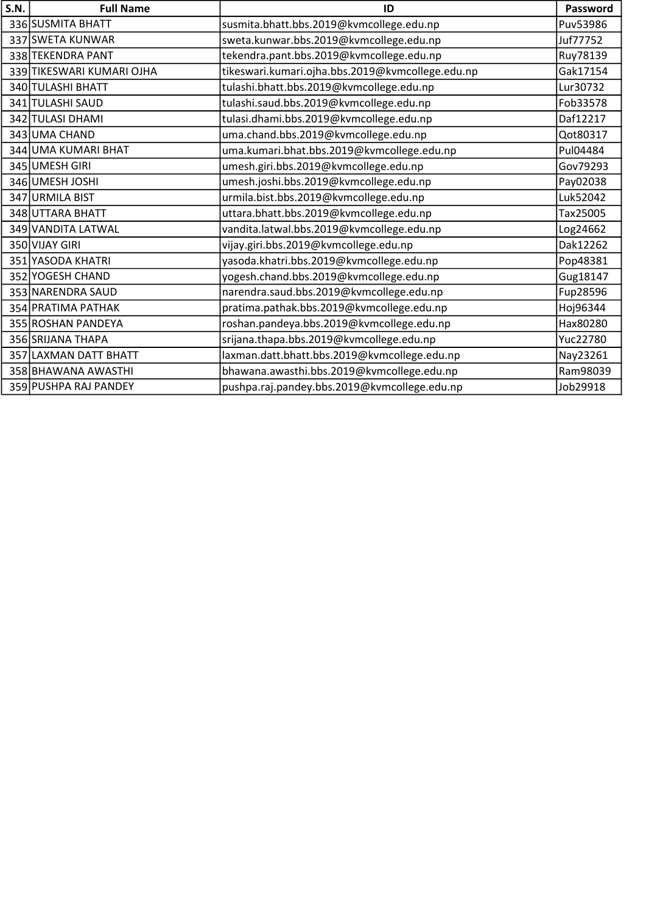| S.N. | Full Name | ID | Password |
|---|---|---|---|
| 336 | SUSMITA BHATT | susmita.bhatt.bbs.2019@kvmcollege.edu.np | Puv53986 |
| 337 | SWETA KUNWAR | sweta.kunwar.bbs.2019@kvmcollege.edu.np | Juf77752 |
| 338 | TEKENDRA PANT | tekendra.pant.bbs.2019@kvmcollege.edu.np | Ruy78139 |
| 339 | TIKESWARI KUMARI OJHA | tikeswari.kumari.ojha.bbs.2019@kvmcollege.edu.np | Gak17154 |
| 340 | TULASHI BHATT | tulashi.bhatt.bbs.2019@kvmcollege.edu.np | Lur30732 |
| 341 | TULASHI SAUD | tulashi.saud.bbs.2019@kvmcollege.edu.np | Fob33578 |
| 342 | TULASI DHAMI | tulasi.dhami.bbs.2019@kvmcollege.edu.np | Daf12217 |
| 343 | UMA CHAND | uma.chand.bbs.2019@kvmcollege.edu.np | Qot80317 |
| 344 | UMA KUMARI BHAT | uma.kumari.bhat.bbs.2019@kvmcollege.edu.np | Pul04484 |
| 345 | UMESH GIRI | umesh.giri.bbs.2019@kvmcollege.edu.np | Gov79293 |
| 346 | UMESH JOSHI | umesh.joshi.bbs.2019@kvmcollege.edu.np | Pay02038 |
| 347 | URMILA BIST | urmila.bist.bbs.2019@kvmcollege.edu.np | Luk52042 |
| 348 | UTTARA BHATT | uttara.bhatt.bbs.2019@kvmcollege.edu.np | Tax25005 |
| 349 | VANDITA LATWAL | vandita.latwal.bbs.2019@kvmcollege.edu.np | Log24662 |
| 350 | VIJAY GIRI | vijay.giri.bbs.2019@kvmcollege.edu.np | Dak12262 |
| 351 | YASODA KHATRI | yasoda.khatri.bbs.2019@kvmcollege.edu.np | Pop48381 |
| 352 | YOGESH CHAND | yogesh.chand.bbs.2019@kvmcollege.edu.np | Gug18147 |
| 353 | NARENDRA SAUD | narendra.saud.bbs.2019@kvmcollege.edu.np | Fup28596 |
| 354 | PRATIMA PATHAK | pratima.pathak.bbs.2019@kvmcollege.edu.np | Hoj96344 |
| 355 | ROSHAN PANDEYA | roshan.pandeya.bbs.2019@kvmcollege.edu.np | Hax80280 |
| 356 | SRIJANA THAPA | srijana.thapa.bbs.2019@kvmcollege.edu.np | Yuc22780 |
| 357 | LAXMAN DATT BHATT | laxman.datt.bhatt.bbs.2019@kvmcollege.edu.np | Nay23261 |
| 358 | BHAWANA AWASTHI | bhawana.awasthi.bbs.2019@kvmcollege.edu.np | Ram98039 |
| 359 | PUSHPA RAJ PANDEY | pushpa.raj.pandey.bbs.2019@kvmcollege.edu.np | Job29918 |